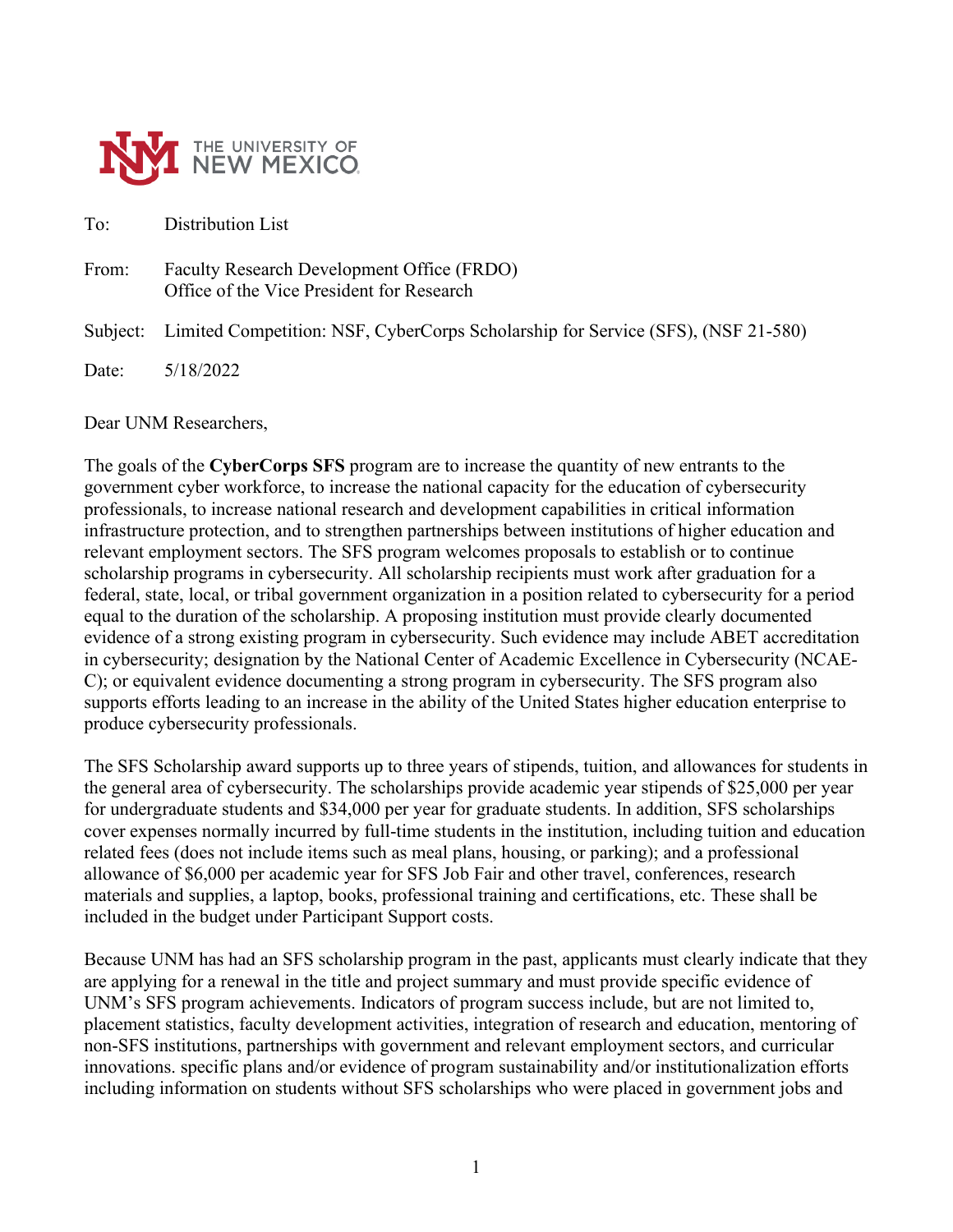THE UNIVERSITY OF NEW MEXICO

To: Distribution List

From: Faculty Research Development Office (FRDO)
Office of the Vice President for Research

Subject: Limited Competition: NSF, CyberCorps Scholarship for Service (SFS), (NSF 21-580)

Date: 5/18/2022

Dear UNM Researchers,

The goals of the **CyberCorps SFS** program are to increase the quantity of new entrants to the government cyber workforce, to increase the national capacity for the education of cybersecurity professionals, to increase national research and development capabilities in critical information infrastructure protection, and to strengthen partnerships between institutions of higher education and relevant employment sectors. The SFS program welcomes proposals to establish or to continue scholarship programs in cybersecurity. All scholarship recipients must work after graduation for a federal, state, local, or tribal government organization in a position related to cybersecurity for a period equal to the duration of the scholarship. A proposing institution must provide clearly documented evidence of a strong existing program in cybersecurity. Such evidence may include ABET accreditation in cybersecurity; designation by the National Center of Academic Excellence in Cybersecurity (NCAE-C); or equivalent evidence documenting a strong program in cybersecurity. The SFS program also supports efforts leading to an increase in the ability of the United States higher education enterprise to produce cybersecurity professionals.

The SFS Scholarship award supports up to three years of stipends, tuition, and allowances for students in the general area of cybersecurity. The scholarships provide academic year stipends of $25,000 per year for undergraduate students and $34,000 per year for graduate students. In addition, SFS scholarships cover expenses normally incurred by full-time students in the institution, including tuition and education related fees (does not include items such as meal plans, housing, or parking); and a professional allowance of $6,000 per academic year for SFS Job Fair and other travel, conferences, research materials and supplies, a laptop, books, professional training and certifications, etc. These shall be included in the budget under Participant Support costs.

Because UNM has had an SFS scholarship program in the past, applicants must clearly indicate that they are applying for a renewal in the title and project summary and must provide specific evidence of UNM's SFS program achievements. Indicators of program success include, but are not limited to, placement statistics, faculty development activities, integration of research and education, mentoring of non-SFS institutions, partnerships with government and relevant employment sectors, and curricular innovations. specific plans and/or evidence of program sustainability and/or institutionalization efforts including information on students without SFS scholarships who were placed in government jobs and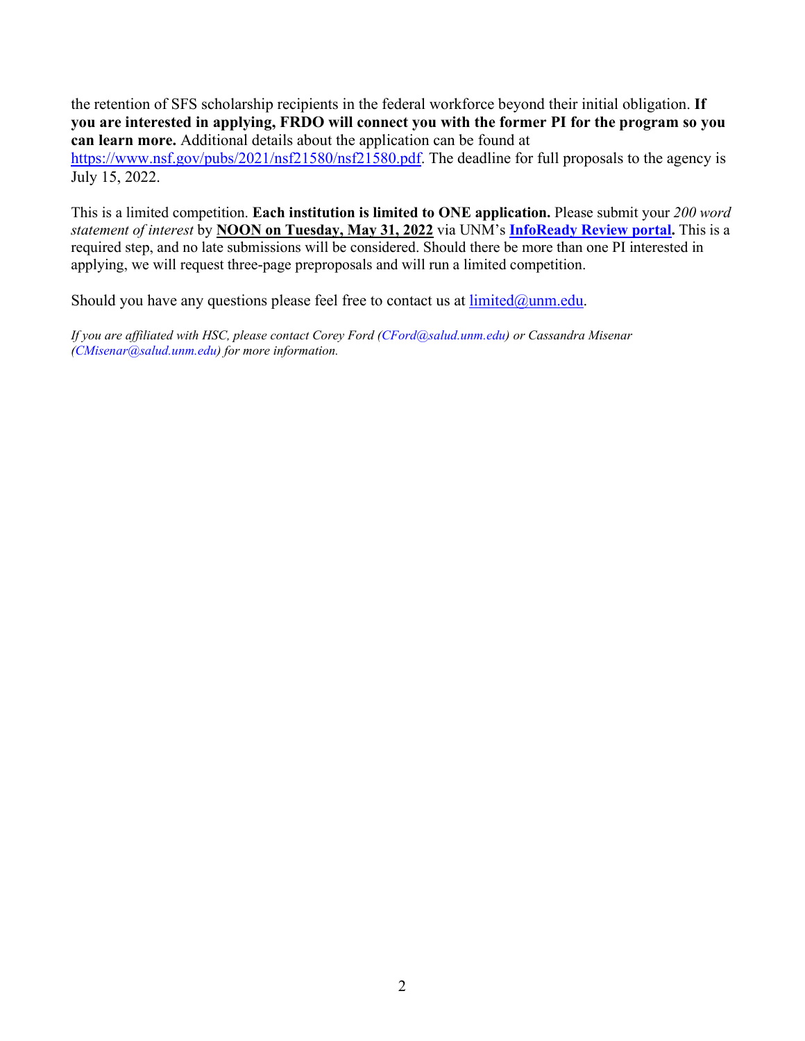the retention of SFS scholarship recipients in the federal workforce beyond their initial obligation. **If you are interested in applying, FRDO will connect you with the former PI for the program so you can learn more.** Additional details about the application can be found at [https://www.nsf.gov/pubs/2021/nsf21580/nsf21580.pdf](https://www.nsf.gov/pubs/2021/nsf21580/nsf21580.pdf). The deadline for full proposals to the agency is July 15, 2022.

This is a limited competition. **Each institution is limited to ONE application.** Please submit your *200 word statement of interest* by **NOON on Tuesday, May 31, 2022** via UNM's **InfoReady Review portal.** This is a required step, and no late submissions will be considered. Should there be more than one PI interested in applying, we will request three-page preproposals and will run a limited competition.

Should you have any questions please feel free to contact us at limited@unm.edu.

*If you are affiliated with HSC, please contact Corey Ford (CFord@salud.unm.edu) or Cassandra Misenar (CMisenar@salud.unm.edu) for more information.*